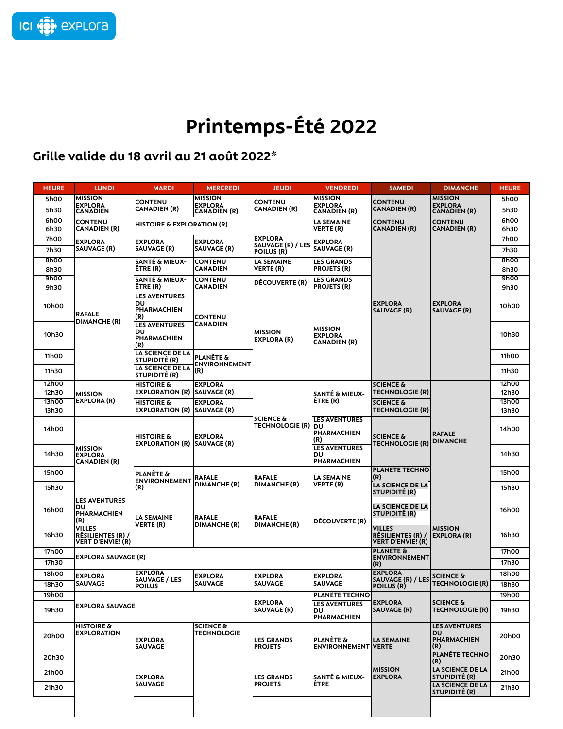# Printemps-Été 2022

## Grille valide du 18 avril au 21 août 2022*

| HEURE | LUNDI | MARDI | MERCREDI | JEUDI | VENDREDI | SAMEDI | DIMANCHE | HEURE |
|---|---|---|---|---|---|---|---|---|
| 5h00 | MISSION EXPLORA CANADIEN | CONTENU CANADIEN (R) | MISSION EXPLORA CANADIEN (R) | CONTENU CANADIEN (R) | MISSION EXPLORA CANADIEN (R) | CONTENU CANADIEN (R) | MISSION EXPLORA CANADIEN (R) | 5h00 |
| 5h30 | | | | | | | | 5h30 |
| 6h00 | CONTENU CANADIEN (R) | HISTOIRE & EXPLORATION (R) | | | LA SEMAINE VERTE (R) | CONTENU CANADIEN (R) | CONTENU CANADIEN (R) | 6h00 |
| 6h30 | | | | | | | | 6h30 |
| 7h00 | EXPLORA SAUVAGE (R) | EXPLORA SAUVAGE (R) | EXPLORA SAUVAGE (R) | EXPLORA SAUVAGE (R) / LES POILUS (R) | EXPLORA SAUVAGE (R) | EXPLORA SAUVAGE (R) | EXPLORA SAUVAGE (R) | 7h00 |
| 7h30 | | | | | | | | 7h30 |
| 8h00 | RAFALE DIMANCHE (R) | SANTÉ & MIEUX-ÊTRE (R) | CONTENU CANADIEN | LA SEMAINE VERTE (R) | LES GRANDS PROJETS (R) | | | 8h00 |
| 8h30 | | | | | | | | 8h30 |
| 9h00 | | SANTÉ & MIEUX-ÊTRE (R) | CONTENU CANADIEN | DÉCOUVERTE (R) | LES GRANDS PROJETS (R) | | | 9h00 |
| 9h30 | | | | | | | | 9h30 |
| 10h00 | | LES AVENTURES DU PHARMACIEN (R) | CONTENU CANADIEN | MISSION EXPLORA (R) | MISSION EXPLORA CANADIEN (R) | | | 10h00 |
| 10h30 | | LES AVENTURES DU PHARMACIEN (R) | | | | | | 10h30 |
| 11h00 | | LA SCIENCE DE LA STUPIDITÉ (R) | PLANÈTE & ENVIRONNEMENT (R) | | | | | 11h00 |
| 11h30 | | LA SCIENCE DE LA STUPIDITÉ (R) | | | | | | 11h30 |
| 12h00 | MISSION EXPLORA (R) | HISTOIRE & EXPLORATION (R) | EXPLORA SAUVAGE (R) | SCIENCE & TECHNOLOGIE (R) | SANTÉ & MIEUX-ÊTRE (R) | SCIENCE & TECHNOLOGIE (R) | RAFALE DIMANCHE | 12h00 |
| 12h30 | | | | | | | | 12h30 |
| 13h00 | | HISTOIRE & EXPLORATION (R) | EXPLORA SAUVAGE (R) | | | SCIENCE & TECHNOLOGIE (R) | | 13h00 |
| 13h30 | | | | | | | | 13h30 |
| 14h00 | MISSION EXPLORA CANADIEN (R) | HISTOIRE & EXPLORATION (R) | EXPLORA SAUVAGE (R) | | LES AVENTURES DU PHARMACIEN (R) | SCIENCE & TECHNOLOGIE (R) | | 14h00 |
| 14h30 | | | | | LES AVENTURES DU PHARMACIEN | | | 14h30 |
| 15h00 | | PLANÈTE & ENVIRONNEMENT (R) | RAFALE DIMANCHE (R) | RAFALE DIMANCHE (R) | LA SEMAINE VERTE (R) | PLANÈTE TECHNO (R) | | 15h00 |
| 15h30 | | | | | | LA SCIENCE DE LA STUPIDITÉ (R) | | 15h30 |
| 16h00 | LES AVENTURES DU PHARMACIEN (R) | LA SEMAINE VERTE (R) | RAFALE DIMANCHE (R) | RAFALE DIMANCHE (R) | DÉCOUVERTE (R) | LA SCIENCE DE LA STUPIDITÉ (R) | MISSION EXPLORA (R) | 16h00 |
| 16h30 | VILLES RÉSILIENTES (R) / VERT D'ENVIE! (R) | | | | | VILLES RÉSILIENTES (R) / VERT D'ENVIE! (R) | | 16h30 |
| 17h00 | EXPLORA SAUVAGE (R) | | | | | PLANÈTE & ENVIRONNEMENT (R) | | 17h00 |
| 17h30 | | | | | | | | 17h30 |
| 18h00 | EXPLORA SAUVAGE | EXPLORA SAUVAGE / LES POILUS | EXPLORA SAUVAGE | EXPLORA SAUVAGE | EXPLORA SAUVAGE | EXPLORA SAUVAGE (R) / LES POILUS (R) | SCIENCE & TECHNOLOGIE (R) | 18h00 |
| 18h30 | | | | | | | | 18h30 |
| 19h00 | EXPLORA SAUVAGE | | | EXPLORA SAUVAGE (R) | PLANÈTE TECHNO | EXPLORA SAUVAGE (R) | SCIENCE & TECHNOLOGIE (R) | 19h00 |
| 19h30 | | | | | LES AVENTURES DU PHARMACIEN | | | 19h30 |
| 20h00 | HISTOIRE & EXPLORATION | EXPLORA SAUVAGE | SCIENCE & TECHNOLOGIE | LES GRANDS PROJETS | PLANÈTE & ENVIRONNEMENT | LA SEMAINE VERTE | LES AVENTURES DU PHARMACIEN (R) | 20h00 |
| 20h30 | | | | | | | PLANÈTE TECHNO (R) | 20h30 |
| 21h00 | | EXPLORA SAUVAGE | | LES GRANDS PROJETS | SANTÉ & MIEUX-ÊTRE | MISSION EXPLORA | LA SCIENCE DE LA STUPIDITÉ (R) | 21h00 |
| 21h30 | | | | | | | LA SCIENCE DE LA STUPIDITÉ (R) | 21h30 |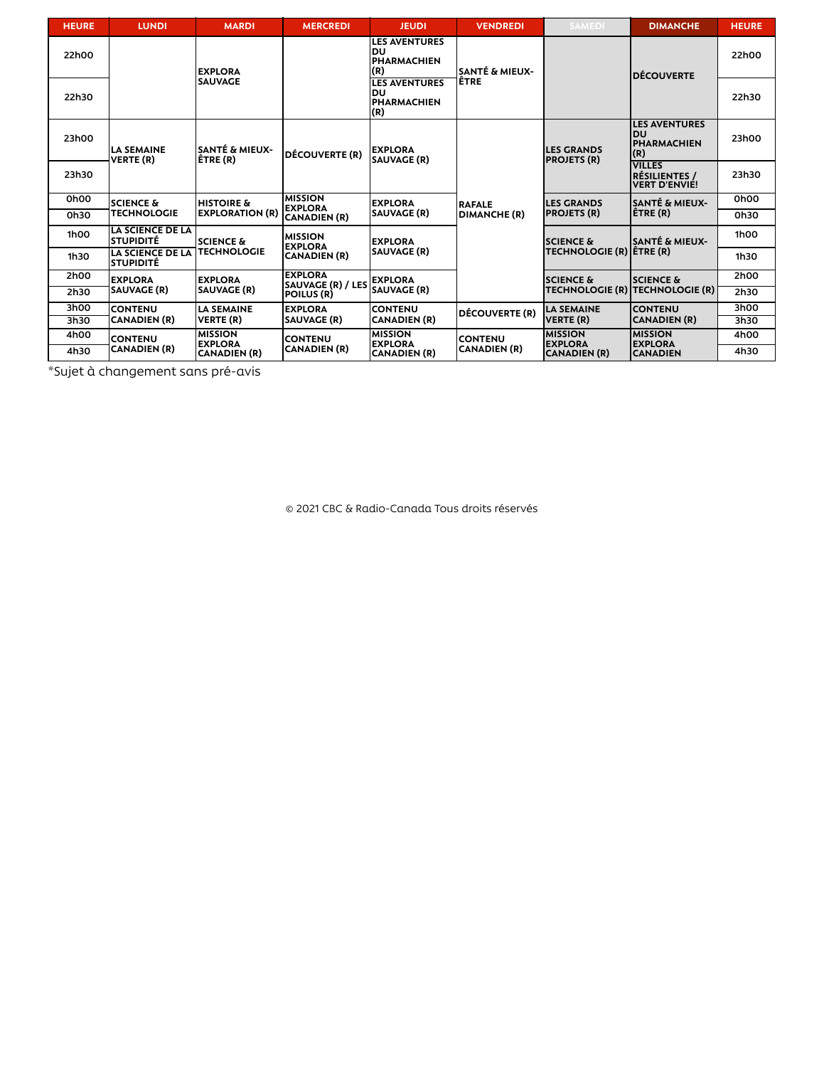| HEURE | LUNDI | MARDI | MERCREDI | JEUDI | VENDREDI | SAMEDI | DIMANCHE | HEURE |
|---|---|---|---|---|---|---|---|---|
| 22h00 | | EXPLORA SAUVAGE | | LES AVENTURES DU PHARMACHIEN (R) | SANTÉ & MIEUX-ÊTRE | | DÉCOUVERTE | 22h00 |
| 22h30 | | | | LES AVENTURES DU PHARMACHIEN (R) | | | | 22h30 |
| 23h00 | LA SEMAINE VERTE (R) | SANTÉ & MIEUX-ÊTRE (R) | DÉCOUVERTE (R) | EXPLORA SAUVAGE (R) | RAFALE DIMANCHE (R) | LES GRANDS PROJETS (R) | LES AVENTURES DU PHARMACHIEN (R) | 23h00 |
| 23h30 | | | | | | | VILLES RÉSILIENTES / VERT D'ENVIE! | 23h30 |
| 0h00 | SCIENCE & TECHNOLOGIE | HISTOIRE & EXPLORATION (R) | MISSION EXPLORA CANADIEN (R) | EXPLORA SAUVAGE (R) | | LES GRANDS PROJETS (R) | SANTÉ & MIEUX-ÊTRE (R) | 0h00 |
| 0h30 | | | | | | | | 0h30 |
| 1h00 | LA SCIENCE DE LA STUPIDITÉ | SCIENCE & TECHNOLOGIE | MISSION EXPLORA CANADIEN (R) | EXPLORA SAUVAGE (R) | | SCIENCE & TECHNOLOGIE (R) | SANTÉ & MIEUX-ÊTRE (R) | 1h00 |
| 1h30 | LA SCIENCE DE LA STUPIDITÉ | | | | | | | 1h30 |
| 2h00 | EXPLORA SAUVAGE (R) | EXPLORA SAUVAGE (R) | EXPLORA SAUVAGE (R) / LES POILUS (R) | EXPLORA SAUVAGE (R) | | SCIENCE & TECHNOLOGIE (R) | SCIENCE & TECHNOLOGIE (R) | 2h00 |
| 2h30 | | | | | | | | 2h30 |
| 3h00 | CONTENU CANADIEN (R) | LA SEMAINE VERTE (R) | EXPLORA SAUVAGE (R) | CONTENU CANADIEN (R) | DÉCOUVERTE (R) | LA SEMAINE VERTE (R) | CONTENU CANADIEN (R) | 3h00 |
| 3h30 | | | | | | | | 3h30 |
| 4h00 | CONTENU CANADIEN (R) | MISSION EXPLORA CANADIEN (R) | CONTENU CANADIEN (R) | MISSION EXPLORA CANADIEN (R) | CONTENU CANADIEN (R) | MISSION EXPLORA CANADIEN (R) | MISSION EXPLORA CANADIEN | 4h00 |
| 4h30 | | | | | | | | 4h30 |

*Sujet à changement sans pré-avis

© 2021 CBC & Radio-Canada Tous droits réservés